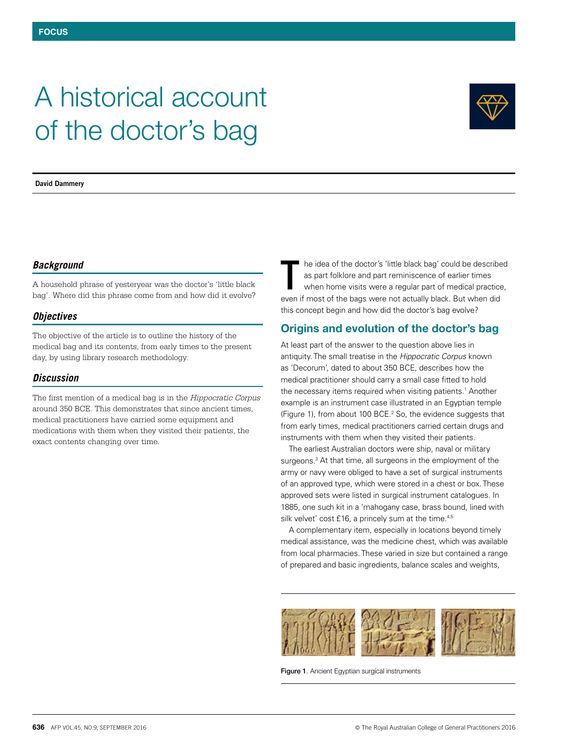FOCUS

# A historical account of the doctor's bag

**David Dammery**

### *Background*

A household phrase of yesteryear was the doctor's 'little black bag'. Where did this phrase come from and how did it evolve?

### *Objectives*

The objective of the article is to outline the history of the medical bag and its contents, from early times to the present day, by using library research methodology.

### *Discussion*

The first mention of a medical bag is in the *Hippocratic Corpus* around 350 BCE. This demonstrates that since ancient times, medical practitioners have carried some equipment and medications with them when they visited their patients, the exact contents changing over time.

The idea of the doctor's 'little black bag' could be described as part folklore and part reminiscence of earlier times when home visits were a regular part of medical practice, even if most of the bags were not actually black. But when did this concept begin and how did the doctor's bag evolve?

## Origins and evolution of the doctor's bag

At least part of the answer to the question above lies in antiquity. The small treatise in the *Hippocratic Corpus* known as 'Decorum', dated to about 350 BCE, describes how the medical practitioner should carry a small case fitted to hold the necessary items required when visiting patients.[1] Another example is an instrument case illustrated in an Egyptian temple (Figure 1), from about 100 BCE.[2] So, the evidence suggests that from early times, medical practitioners carried certain drugs and instruments with them when they visited their patients.

The earliest Australian doctors were ship, naval or military surgeons.[3] At that time, all surgeons in the employment of the army or navy were obliged to have a set of surgical instruments of an approved type, which were stored in a chest or box. These approved sets were listed in surgical instrument catalogues. In 1885, one such kit in a 'mahogany case, brass bound, lined with silk velvet' cost £16, a princely sum at the time.[4,5]

A complementary item, especially in locations beyond timely medical assistance, was the medicine chest, which was available from local pharmacies. These varied in size but contained a range of prepared and basic ingredients, balance scales and weights,

**Figure 1**. Ancient Egyptian surgical instruments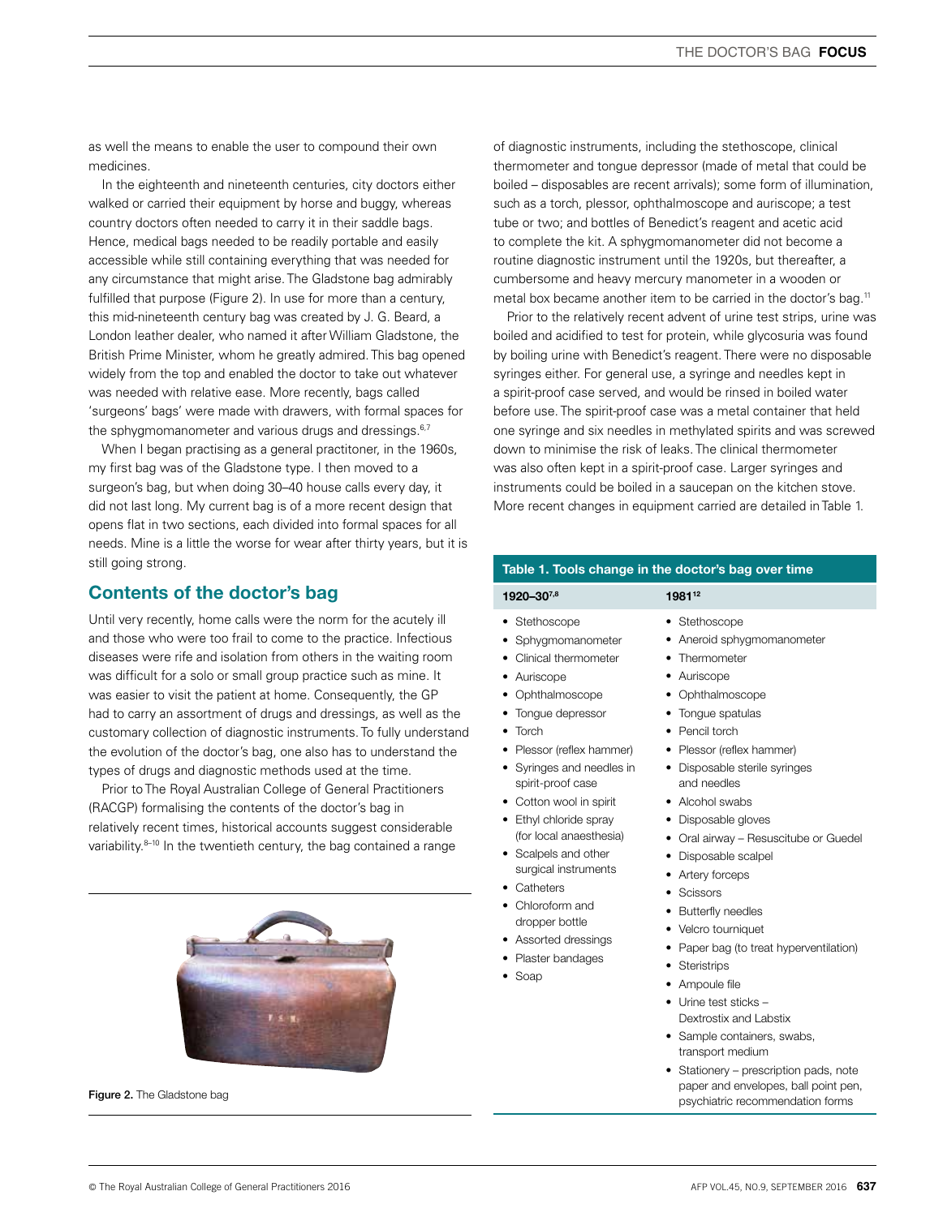as well the means to enable the user to compound their own medicines.

In the eighteenth and nineteenth centuries, city doctors either walked or carried their equipment by horse and buggy, whereas country doctors often needed to carry it in their saddle bags. Hence, medical bags needed to be readily portable and easily accessible while still containing everything that was needed for any circumstance that might arise. The Gladstone bag admirably fulfilled that purpose (Figure 2). In use for more than a century, this mid-nineteenth century bag was created by J. G. Beard, a London leather dealer, who named it after William Gladstone, the British Prime Minister, whom he greatly admired. This bag opened widely from the top and enabled the doctor to take out whatever was needed with relative ease. More recently, bags called 'surgeons' bags' were made with drawers, with formal spaces for the sphygmomanometer and various drugs and dressings.[6,7]

When I began practising as a general practitoner, in the 1960s, my first bag was of the Gladstone type. I then moved to a surgeon's bag, but when doing 30–40 house calls every day, it did not last long. My current bag is of a more recent design that opens flat in two sections, each divided into formal spaces for all needs. Mine is a little the worse for wear after thirty years, but it is still going strong.

Figure 2. The Gladstone bag

## Contents of the doctor's bag

Until very recently, home calls were the norm for the acutely ill and those who were too frail to come to the practice. Infectious diseases were rife and isolation from others in the waiting room was difficult for a solo or small group practice such as mine. It was easier to visit the patient at home. Consequently, the GP had to carry an assortment of drugs and dressings, as well as the customary collection of diagnostic instruments. To fully understand the evolution of the doctor's bag, one also has to understand the types of drugs and diagnostic methods used at the time.

Prior to The Royal Australian College of General Practitioners (RACGP) formalising the contents of the doctor's bag in relatively recent times, historical accounts suggest considerable variability.[8–10] In the twentieth century, the bag contained a range of diagnostic instruments, including the stethoscope, clinical thermometer and tongue depressor (made of metal that could be boiled – disposables are recent arrivals); some form of illumination, such as a torch, plessor, ophthalmoscope and auriscope; a test tube or two; and bottles of Benedict's reagent and acetic acid to complete the kit. A sphygmomanometer did not become a routine diagnostic instrument until the 1920s, but thereafter, a cumbersome and heavy mercury manometer in a wooden or metal box became another item to be carried in the doctor's bag.[11]

Prior to the relatively recent advent of urine test strips, urine was boiled and acidified to test for protein, while glycosuria was found by boiling urine with Benedict's reagent. There were no disposable syringes either. For general use, a syringe and needles kept in a spirit-proof case served, and would be rinsed in boiled water before use. The spirit-proof case was a metal container that held one syringe and six needles in methylated spirits and was screwed down to minimise the risk of leaks. The clinical thermometer was also often kept in a spirit-proof case. Larger syringes and instruments could be boiled in a saucepan on the kitchen stove. More recent changes in equipment carried are detailed in Table 1.

**Table 1. Tools change in the doctor's bag over time**

| 1920–30[7,8] | 1981[12] |
|---|---|
| • Stethoscope | • Stethoscope |
| • Sphygmomanometer | • Aneroid sphygmomanometer |
| • Clinical thermometer | • Thermometer |
| • Auriscope | • Auriscope |
| • Ophthalmoscope | • Ophthalmoscope |
| • Tongue depressor | • Tongue spatulas |
| • Torch | • Pencil torch |
| • Plessor (reflex hammer) | • Plessor (reflex hammer) |
| • Syringes and needles in spirit-proof case | • Disposable sterile syringes and needles |
| • Cotton wool in spirit | • Alcohol swabs |
| • Ethyl chloride spray (for local anaesthesia) | • Disposable gloves |
| • Scalpels and other surgical instruments | • Oral airway – Resuscitube or Guedel |
| • Catheters | • Disposable scalpel |
| • Chloroform and dropper bottle | • Artery forceps |
| • Assorted dressings | • Scissors |
| • Plaster bandages | • Butterfly needles |
| • Soap | • Velcro tourniquet |
| | • Paper bag (to treat hyperventilation) |
| | • Steristrips |
| | • Ampoule file |
| | • Urine test sticks – Dextrostix and Labstix |
| | • Sample containers, swabs, transport medium |
| | • Stationery – prescription pads, note paper and envelopes, ball point pen, psychiatric recommendation forms |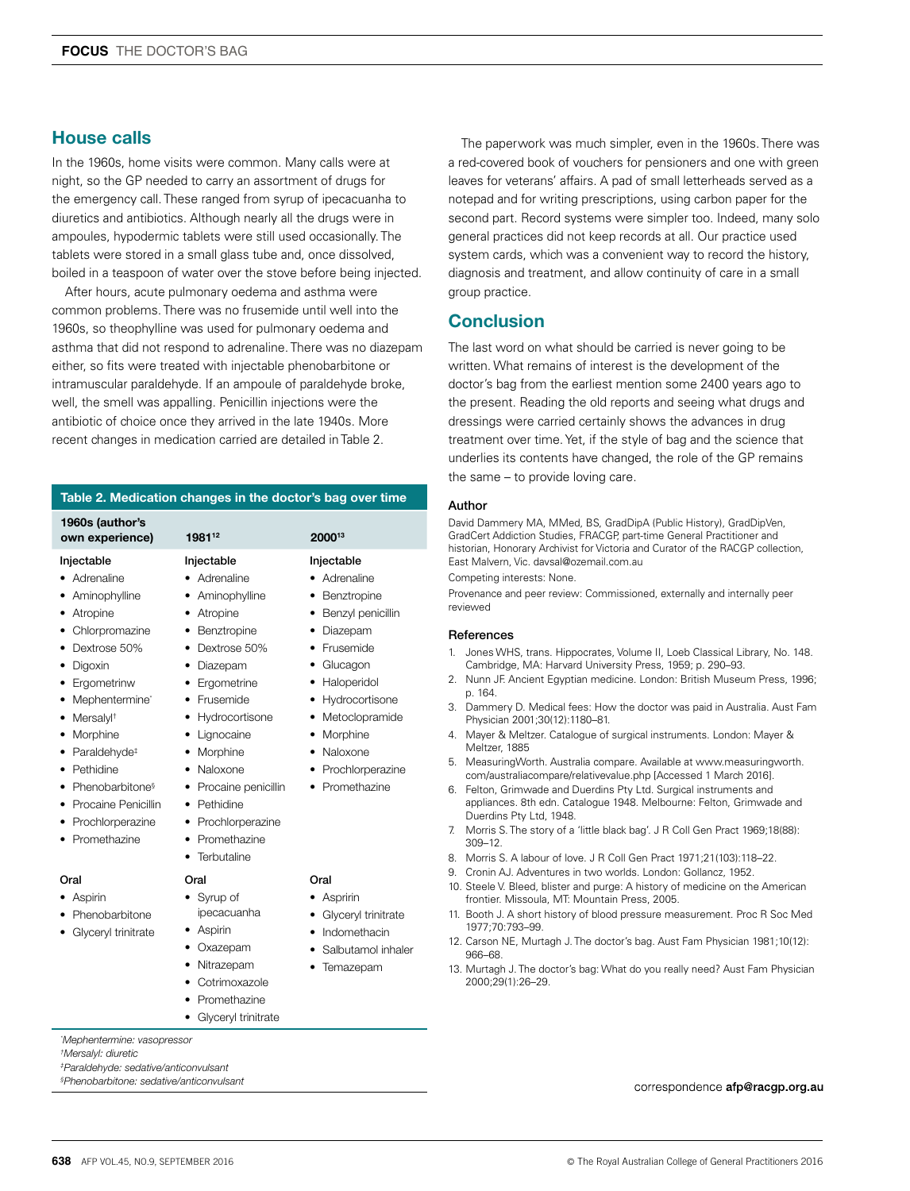## House calls

In the 1960s, home visits were common. Many calls were at night, so the GP needed to carry an assortment of drugs for the emergency call. These ranged from syrup of ipecacuanha to diuretics and antibiotics. Although nearly all the drugs were in ampoules, hypodermic tablets were still used occasionally. The tablets were stored in a small glass tube and, once dissolved, boiled in a teaspoon of water over the stove before being injected.

After hours, acute pulmonary oedema and asthma were common problems. There was no frusemide until well into the 1960s, so theophylline was used for pulmonary oedema and asthma that did not respond to adrenaline. There was no diazepam either, so fits were treated with injectable phenobarbitone or intramuscular paraldehyde. If an ampoule of paraldehyde broke, well, the smell was appalling. Penicillin injections were the antibiotic of choice once they arrived in the late 1940s. More recent changes in medication carried are detailed in Table 2.

**Table 2. Medication changes in the doctor's bag over time**

| 1960s (author's own experience) | 1981[12] | 2000[13] |
|---|---|---|
| **Injectable** | **Injectable** | **Injectable** |
| • Adrenaline | • Adrenaline | • Adrenaline |
| • Aminophylline | • Aminophylline | • Benztropine |
| • Atropine | • Atropine | • Benzyl penicillin |
| • Chlorpromazine | • Benztropine | • Diazepam |
| • Dextrose 50% | • Dextrose 50% | • Frusemide |
| • Digoxin | • Diazepam | • Glucagon |
| • Ergometrinw | • Ergometrine | • Haloperidol |
| • Mephentermine* | • Frusemide | • Hydrocortisone |
| • Mersalyl† | • Hydrocortisone | • Metoclopramide |
| • Morphine | • Lignocaine | • Morphine |
| • Paraldehyde‡ | • Morphine | • Naloxone |
| • Pethidine | • Naloxone | • Prochlorperazine |
| • Phenobarbitone§ | • Procaine penicillin | • Promethazine |
| • Procaine Penicillin | • Pethidine | |
| • Prochlorperazine | • Prochlorperazine | |
| • Promethazine | • Promethazine | |
| | • Terbutaline | |
| **Oral** | **Oral** | **Oral** |
| • Aspirin | • Syrup of ipecacuanha | • Aspririn |
| • Phenobarbitone | • Aspirin | • Glyceryl trinitrate |
| • Glyceryl trinitrate | • Oxazepam | • Indomethacin |
| | • Nitrazepam | • Salbutamol inhaler |
| | • Cotrimoxazole | • Temazepam |
| | • Promethazine | |
| | • Glyceryl trinitrate | |

*Mephentermine: vasopressor
†Mersalyl: diuretic
‡Paraldehyde: sedative/anticonvulsant
§Phenobarbitone: sedative/anticonvulsant*

The paperwork was much simpler, even in the 1960s. There was a red-covered book of vouchers for pensioners and one with green leaves for veterans' affairs. A pad of small letterheads served as a notepad and for writing prescriptions, using carbon paper for the second part. Record systems were simpler too. Indeed, many solo general practices did not keep records at all. Our practice used system cards, which was a convenient way to record the history, diagnosis and treatment, and allow continuity of care in a small group practice.

## Conclusion

The last word on what should be carried is never going to be written. What remains of interest is the development of the doctor's bag from the earliest mention some 2400 years ago to the present. Reading the old reports and seeing what drugs and dressings were carried certainly shows the advances in drug treatment over time. Yet, if the style of bag and the science that underlies its contents have changed, the role of the GP remains the same – to provide loving care.

### Author

David Dammery MA, MMed, BS, GradDipA (Public History), GradDipVen, GradCert Addiction Studies, FRACGP, part-time General Practitioner and historian, Honorary Archivist for Victoria and Curator of the RACGP collection, East Malvern, Vic. davsal@ozemail.com.au

Competing interests: None.

Provenance and peer review: Commissioned, externally and internally peer reviewed

### References

1. Jones WHS, trans. Hippocrates, Volume II, Loeb Classical Library, No. 148. Cambridge, MA: Harvard University Press, 1959; p. 290–93.
2. Nunn JF. Ancient Egyptian medicine. London: British Museum Press, 1996; p. 164.
3. Dammery D. Medical fees: How the doctor was paid in Australia. Aust Fam Physician 2001;30(12):1180–81.
4. Mayer & Meltzer. Catalogue of surgical instruments. London: Mayer & Meltzer, 1885
5. MeasuringWorth. Australia compare. Available at www.measuringworth.com/australiacompare/relativevalue.php [Accessed 1 March 2016].
6. Felton, Grimwade and Duerdins Pty Ltd. Surgical instruments and appliances. 8th edn. Catalogue 1948. Melbourne: Felton, Grimwade and Duerdins Pty Ltd, 1948.
7. Morris S. The story of a 'little black bag'. J R Coll Gen Pract 1969;18(88): 309–12.
8. Morris S. A labour of love. J R Coll Gen Pract 1971;21(103):118–22.
9. Cronin AJ. Adventures in two worlds. London: Gollancz, 1952.
10. Steele V. Bleed, blister and purge: A history of medicine on the American frontier. Missoula, MT: Mountain Press, 2005.
11. Booth J. A short history of blood pressure measurement. Proc R Soc Med 1977;70:793–99.
12. Carson NE, Murtagh J. The doctor's bag. Aust Fam Physician 1981;10(12): 966–68.
13. Murtagh J. The doctor's bag: What do you really need? Aust Fam Physician 2000;29(1):26–29.

correspondence **afp@racgp.org.au**